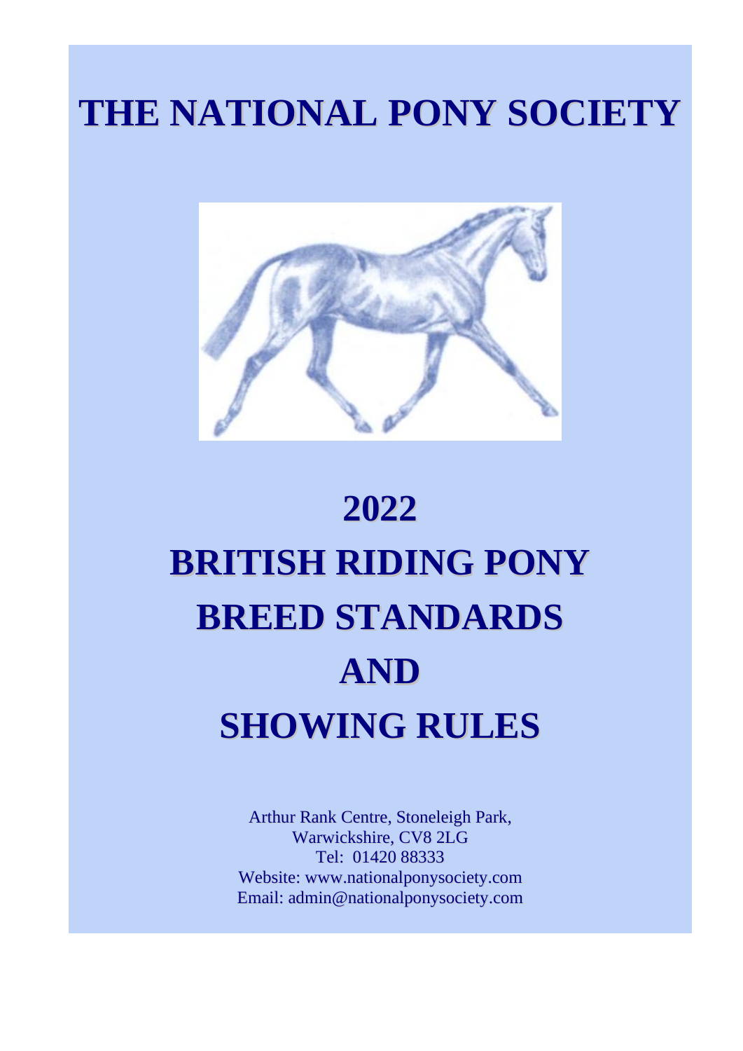# THE NATIONAL PONY SOCIETY

# 2022

# BRITISH RIDING PONY BREED STANDARDS AND SHOWING RULES

Arthur Rank Centre, Stoneleigh Park,
Warwickshire, CV8 2LG
Tel: 01420 88333
Website: www.nationalponysociety.com
Email: admin@nationalponysociety.com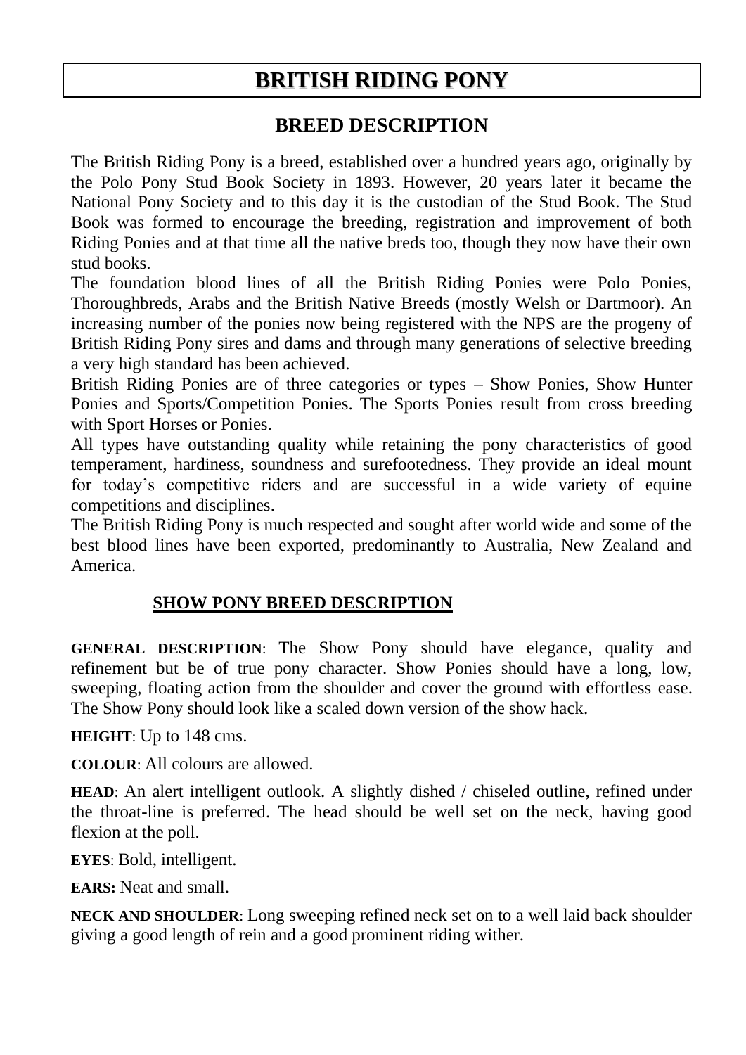# BRITISH RIDING PONY

## BREED DESCRIPTION

The British Riding Pony is a breed, established over a hundred years ago, originally by the Polo Pony Stud Book Society in 1893. However, 20 years later it became the National Pony Society and to this day it is the custodian of the Stud Book. The Stud Book was formed to encourage the breeding, registration and improvement of both Riding Ponies and at that time all the native breds too, though they now have their own stud books.

The foundation blood lines of all the British Riding Ponies were Polo Ponies, Thoroughbreds, Arabs and the British Native Breeds (mostly Welsh or Dartmoor). An increasing number of the ponies now being registered with the NPS are the progeny of British Riding Pony sires and dams and through many generations of selective breeding a very high standard has been achieved.

British Riding Ponies are of three categories or types – Show Ponies, Show Hunter Ponies and Sports/Competition Ponies. The Sports Ponies result from cross breeding with Sport Horses or Ponies.

All types have outstanding quality while retaining the pony characteristics of good temperament, hardiness, soundness and surefootedness. They provide an ideal mount for today's competitive riders and are successful in a wide variety of equine competitions and disciplines.

The British Riding Pony is much respected and sought after world wide and some of the best blood lines have been exported, predominantly to Australia, New Zealand and America.

### SHOW PONY BREED DESCRIPTION

**GENERAL DESCRIPTION**: The Show Pony should have elegance, quality and refinement but be of true pony character. Show Ponies should have a long, low, sweeping, floating action from the shoulder and cover the ground with effortless ease. The Show Pony should look like a scaled down version of the show hack.

**HEIGHT**: Up to 148 cms.

**COLOUR**: All colours are allowed.

**HEAD**: An alert intelligent outlook. A slightly dished / chiseled outline, refined under the throat-line is preferred. The head should be well set on the neck, having good flexion at the poll.

**EYES**: Bold, intelligent.

**EARS:** Neat and small.

**NECK AND SHOULDER**: Long sweeping refined neck set on to a well laid back shoulder giving a good length of rein and a good prominent riding wither.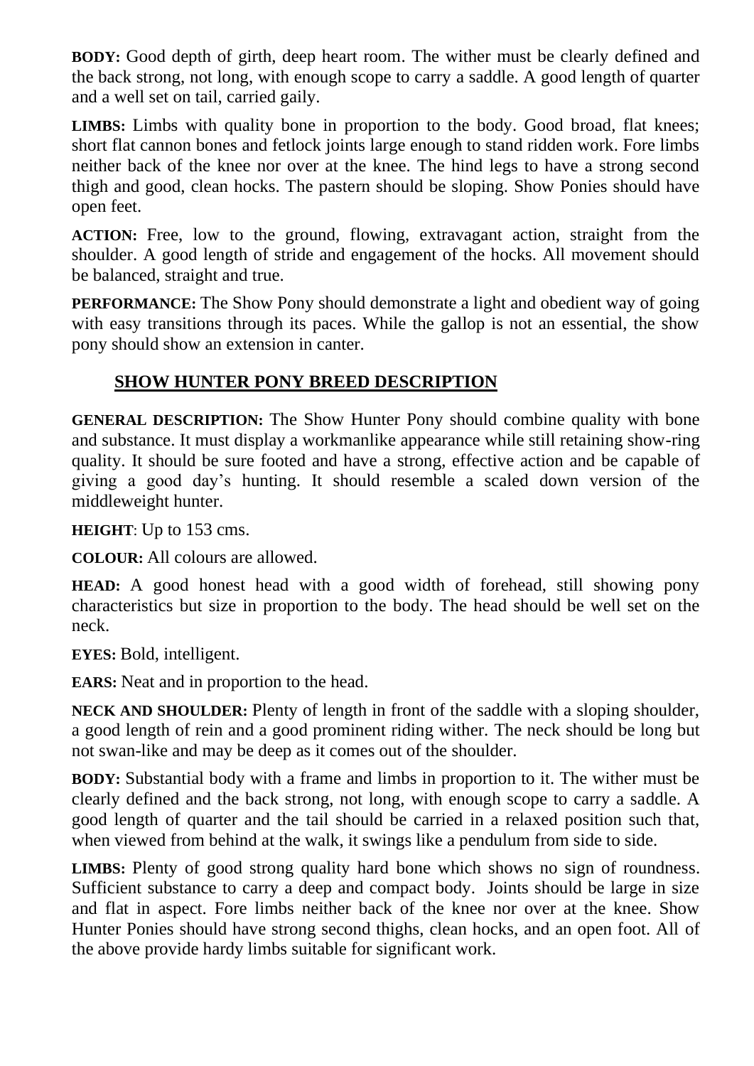**BODY:** Good depth of girth, deep heart room. The wither must be clearly defined and the back strong, not long, with enough scope to carry a saddle. A good length of quarter and a well set on tail, carried gaily.

**LIMBS:** Limbs with quality bone in proportion to the body. Good broad, flat knees; short flat cannon bones and fetlock joints large enough to stand ridden work. Fore limbs neither back of the knee nor over at the knee. The hind legs to have a strong second thigh and good, clean hocks. The pastern should be sloping. Show Ponies should have open feet.

**ACTION:** Free, low to the ground, flowing, extravagant action, straight from the shoulder. A good length of stride and engagement of the hocks. All movement should be balanced, straight and true.

**PERFORMANCE:** The Show Pony should demonstrate a light and obedient way of going with easy transitions through its paces. While the gallop is not an essential, the show pony should show an extension in canter.

## SHOW HUNTER PONY BREED DESCRIPTION

**GENERAL DESCRIPTION:** The Show Hunter Pony should combine quality with bone and substance. It must display a workmanlike appearance while still retaining show-ring quality. It should be sure footed and have a strong, effective action and be capable of giving a good day's hunting. It should resemble a scaled down version of the middleweight hunter.

**HEIGHT**: Up to 153 cms.

**COLOUR:** All colours are allowed.

**HEAD:** A good honest head with a good width of forehead, still showing pony characteristics but size in proportion to the body. The head should be well set on the neck.

**EYES:** Bold, intelligent.

**EARS:** Neat and in proportion to the head.

**NECK AND SHOULDER:** Plenty of length in front of the saddle with a sloping shoulder, a good length of rein and a good prominent riding wither. The neck should be long but not swan-like and may be deep as it comes out of the shoulder.

**BODY:** Substantial body with a frame and limbs in proportion to it. The wither must be clearly defined and the back strong, not long, with enough scope to carry a saddle. A good length of quarter and the tail should be carried in a relaxed position such that, when viewed from behind at the walk, it swings like a pendulum from side to side.

**LIMBS:** Plenty of good strong quality hard bone which shows no sign of roundness. Sufficient substance to carry a deep and compact body. Joints should be large in size and flat in aspect. Fore limbs neither back of the knee nor over at the knee. Show Hunter Ponies should have strong second thighs, clean hocks, and an open foot. All of the above provide hardy limbs suitable for significant work.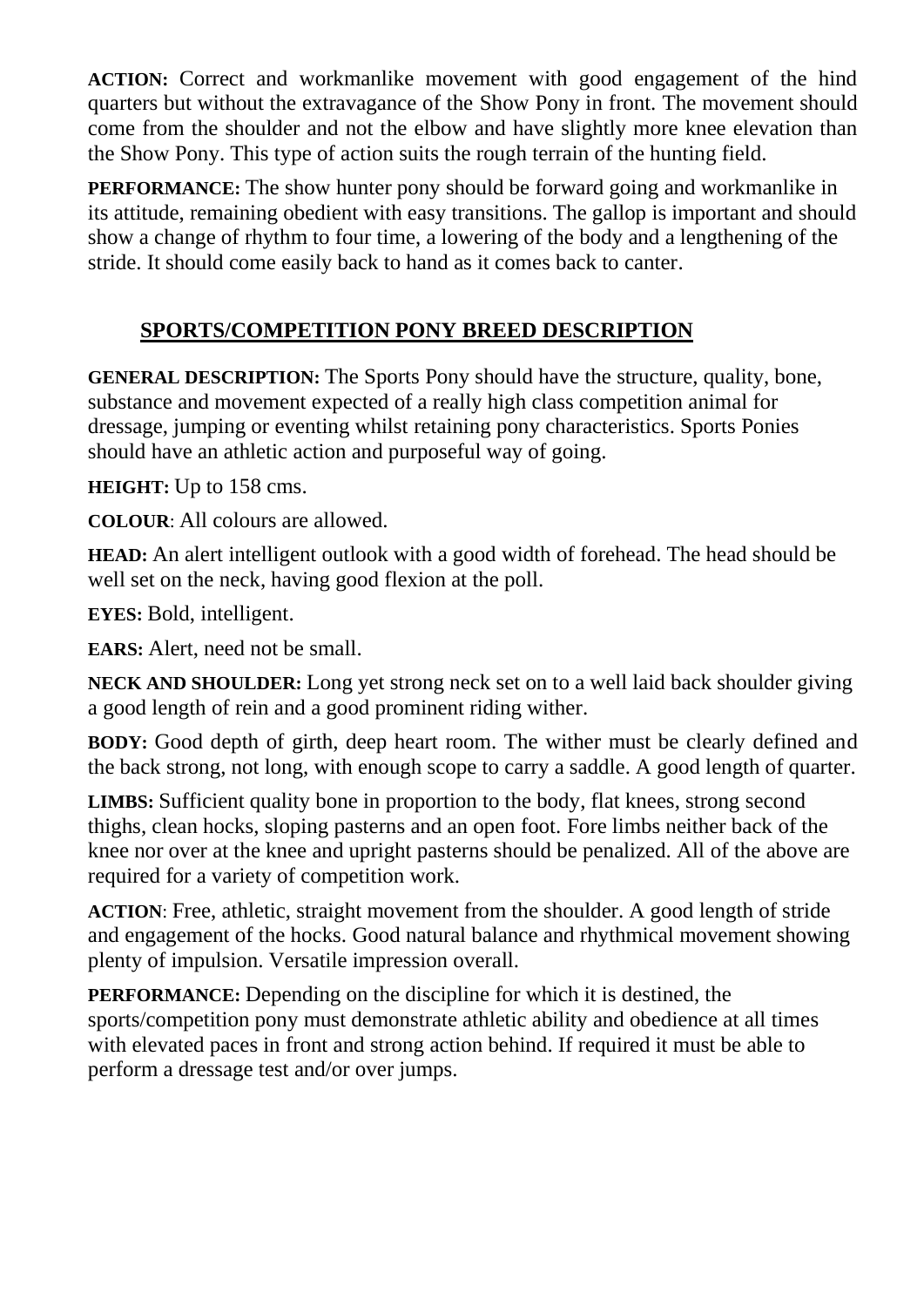**ACTION:** Correct and workmanlike movement with good engagement of the hind quarters but without the extravagance of the Show Pony in front. The movement should come from the shoulder and not the elbow and have slightly more knee elevation than the Show Pony. This type of action suits the rough terrain of the hunting field.

**PERFORMANCE:** The show hunter pony should be forward going and workmanlike in its attitude, remaining obedient with easy transitions. The gallop is important and should show a change of rhythm to four time, a lowering of the body and a lengthening of the stride. It should come easily back to hand as it comes back to canter.

## SPORTS/COMPETITION PONY BREED DESCRIPTION

**GENERAL DESCRIPTION:** The Sports Pony should have the structure, quality, bone, substance and movement expected of a really high class competition animal for dressage, jumping or eventing whilst retaining pony characteristics. Sports Ponies should have an athletic action and purposeful way of going.

**HEIGHT:** Up to 158 cms.

**COLOUR**: All colours are allowed.

**HEAD:** An alert intelligent outlook with a good width of forehead. The head should be well set on the neck, having good flexion at the poll.

**EYES:** Bold, intelligent.

**EARS:** Alert, need not be small.

**NECK AND SHOULDER:** Long yet strong neck set on to a well laid back shoulder giving a good length of rein and a good prominent riding wither.

**BODY:** Good depth of girth, deep heart room. The wither must be clearly defined and the back strong, not long, with enough scope to carry a saddle. A good length of quarter.

**LIMBS:** Sufficient quality bone in proportion to the body, flat knees, strong second thighs, clean hocks, sloping pasterns and an open foot. Fore limbs neither back of the knee nor over at the knee and upright pasterns should be penalized. All of the above are required for a variety of competition work.

**ACTION**: Free, athletic, straight movement from the shoulder. A good length of stride and engagement of the hocks. Good natural balance and rhythmical movement showing plenty of impulsion. Versatile impression overall.

**PERFORMANCE:** Depending on the discipline for which it is destined, the sports/competition pony must demonstrate athletic ability and obedience at all times with elevated paces in front and strong action behind. If required it must be able to perform a dressage test and/or over jumps.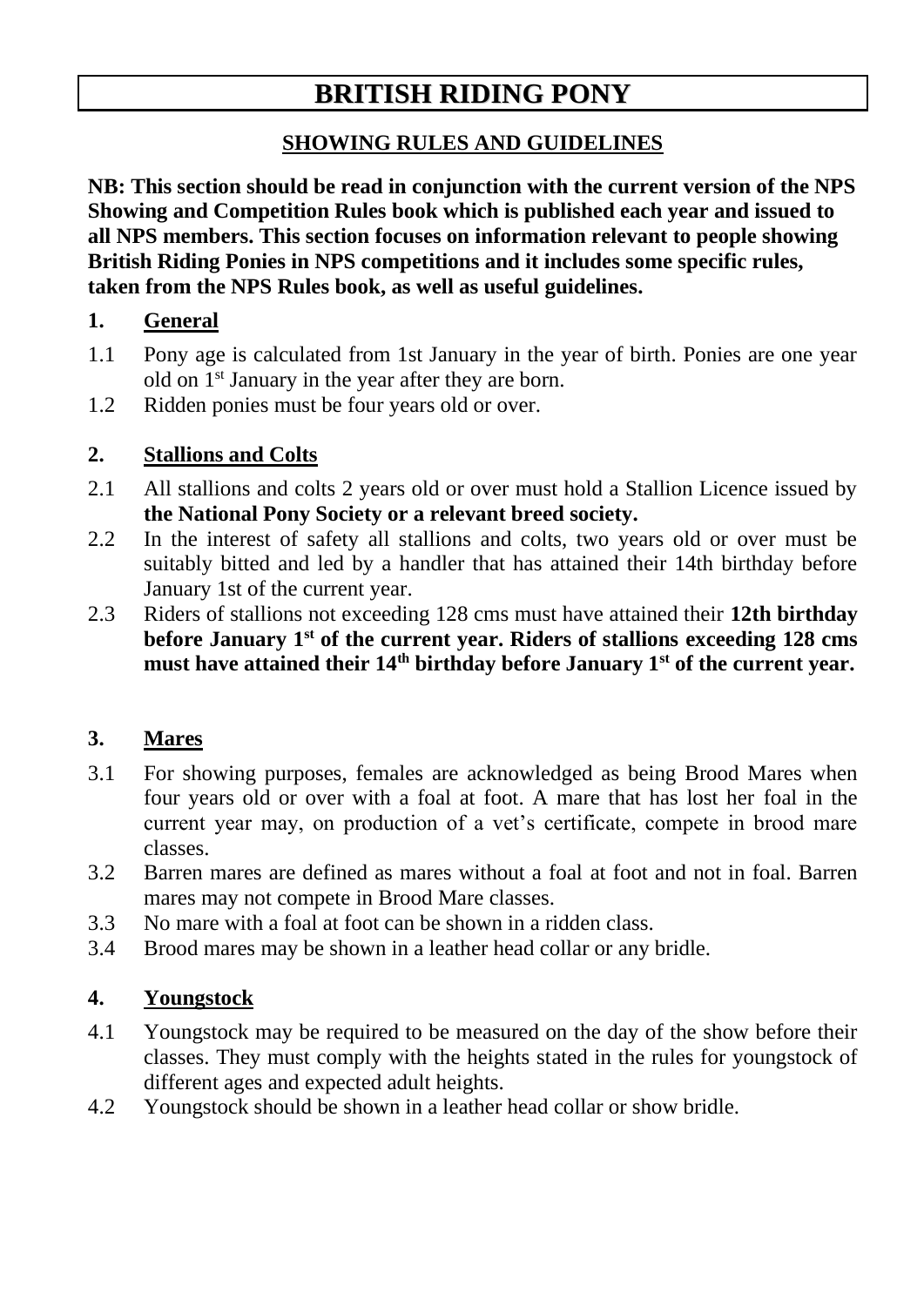# BRITISH RIDING PONY

## SHOWING RULES AND GUIDELINES

**NB: This section should be read in conjunction with the current version of the NPS Showing and Competition Rules book which is published each year and issued to all NPS members. This section focuses on information relevant to people showing British Riding Ponies in NPS competitions and it includes some specific rules, taken from the NPS Rules book, as well as useful guidelines.**

### 1. General

1.1 Pony age is calculated from 1st January in the year of birth. Ponies are one year old on 1st January in the year after they are born.

1.2 Ridden ponies must be four years old or over.

### 2. Stallions and Colts

2.1 All stallions and colts 2 years old or over must hold a Stallion Licence issued by **the National Pony Society or a relevant breed society.**

2.2 In the interest of safety all stallions and colts, two years old or over must be suitably bitted and led by a handler that has attained their 14th birthday before January 1st of the current year.

2.3 Riders of stallions not exceeding 128 cms must have attained their **12th birthday before January 1st of the current year. Riders of stallions exceeding 128 cms must have attained their 14th birthday before January 1st of the current year.**

### 3. Mares

3.1 For showing purposes, females are acknowledged as being Brood Mares when four years old or over with a foal at foot. A mare that has lost her foal in the current year may, on production of a vet's certificate, compete in brood mare classes.

3.2 Barren mares are defined as mares without a foal at foot and not in foal. Barren mares may not compete in Brood Mare classes.

3.3 No mare with a foal at foot can be shown in a ridden class.

3.4 Brood mares may be shown in a leather head collar or any bridle.

### 4. Youngstock

4.1 Youngstock may be required to be measured on the day of the show before their classes. They must comply with the heights stated in the rules for youngstock of different ages and expected adult heights.

4.2 Youngstock should be shown in a leather head collar or show bridle.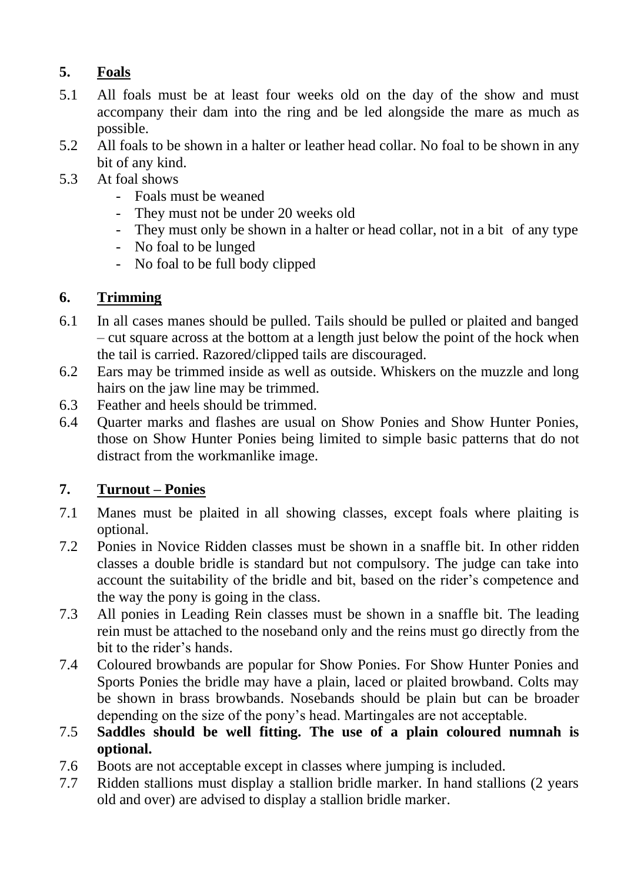## 5. Foals

5.1 All foals must be at least four weeks old on the day of the show and must accompany their dam into the ring and be led alongside the mare as much as possible.

5.2 All foals to be shown in a halter or leather head collar. No foal to be shown in any bit of any kind.

5.3 At foal shows

- Foals must be weaned
- They must not be under 20 weeks old
- They must only be shown in a halter or head collar, not in a bit of any type
- No foal to be lunged
- No foal to be full body clipped

## 6. Trimming

6.1 In all cases manes should be pulled. Tails should be pulled or plaited and banged – cut square across at the bottom at a length just below the point of the hock when the tail is carried. Razored/clipped tails are discouraged.

6.2 Ears may be trimmed inside as well as outside. Whiskers on the muzzle and long hairs on the jaw line may be trimmed.

6.3 Feather and heels should be trimmed.

6.4 Quarter marks and flashes are usual on Show Ponies and Show Hunter Ponies, those on Show Hunter Ponies being limited to simple basic patterns that do not distract from the workmanlike image.

## 7. Turnout – Ponies

7.1 Manes must be plaited in all showing classes, except foals where plaiting is optional.

7.2 Ponies in Novice Ridden classes must be shown in a snaffle bit. In other ridden classes a double bridle is standard but not compulsory. The judge can take into account the suitability of the bridle and bit, based on the rider's competence and the way the pony is going in the class.

7.3 All ponies in Leading Rein classes must be shown in a snaffle bit. The leading rein must be attached to the noseband only and the reins must go directly from the bit to the rider's hands.

7.4 Coloured browbands are popular for Show Ponies. For Show Hunter Ponies and Sports Ponies the bridle may have a plain, laced or plaited browband. Colts may be shown in brass browbands. Nosebands should be plain but can be broader depending on the size of the pony's head. Martingales are not acceptable.

7.5 **Saddles should be well fitting. The use of a plain coloured numnah is optional.**

7.6 Boots are not acceptable except in classes where jumping is included.

7.7 Ridden stallions must display a stallion bridle marker. In hand stallions (2 years old and over) are advised to display a stallion bridle marker.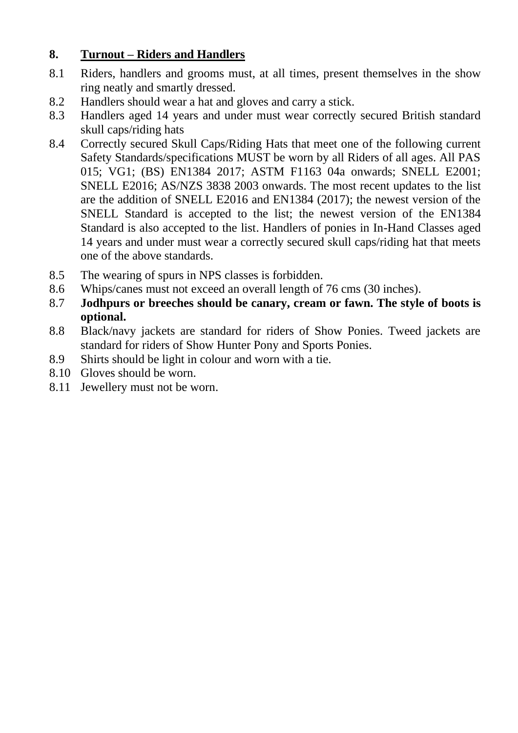## 8. <u>Turnout – Riders and Handlers</u>

8.1 Riders, handlers and grooms must, at all times, present themselves in the show ring neatly and smartly dressed.

8.2 Handlers should wear a hat and gloves and carry a stick.

8.3 Handlers aged 14 years and under must wear correctly secured British standard skull caps/riding hats

8.4 Correctly secured Skull Caps/Riding Hats that meet one of the following current Safety Standards/specifications MUST be worn by all Riders of all ages. All PAS 015; VG1; (BS) EN1384 2017; ASTM F1163 04a onwards; SNELL E2001; SNELL E2016; AS/NZS 3838 2003 onwards. The most recent updates to the list are the addition of SNELL E2016 and EN1384 (2017); the newest version of the SNELL Standard is accepted to the list; the newest version of the EN1384 Standard is also accepted to the list. Handlers of ponies in In-Hand Classes aged 14 years and under must wear a correctly secured skull caps/riding hat that meets one of the above standards.

8.5 The wearing of spurs in NPS classes is forbidden.

8.6 Whips/canes must not exceed an overall length of 76 cms (30 inches).

8.7 **Jodhpurs or breeches should be canary, cream or fawn. The style of boots is optional.**

8.8 Black/navy jackets are standard for riders of Show Ponies. Tweed jackets are standard for riders of Show Hunter Pony and Sports Ponies.

8.9 Shirts should be light in colour and worn with a tie.

8.10 Gloves should be worn.

8.11 Jewellery must not be worn.